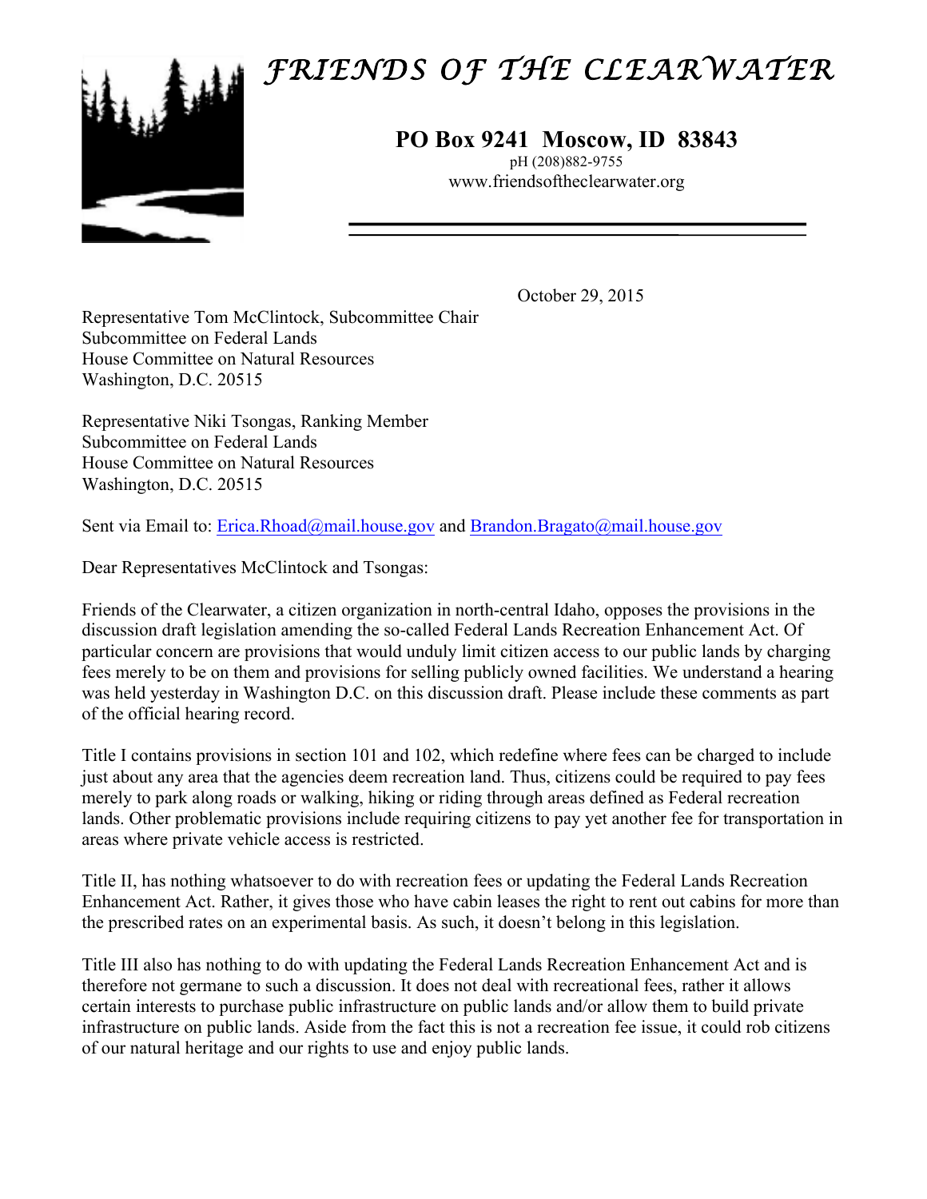# FRIENDS OF THE CLEARWATER

**PO Box 9241 Moscow, ID 83843**

pH (208)882-9755

www.friendsoftheclearwater.org

October 29, 2015

Representative Tom McClintock, Subcommittee Chair
Subcommittee on Federal Lands
House Committee on Natural Resources
Washington, D.C. 20515

Representative Niki Tsongas, Ranking Member
Subcommittee on Federal Lands
House Committee on Natural Resources
Washington, D.C. 20515

Sent via Email to: Erica.Rhoad@mail.house.gov and Brandon.Bragato@mail.house.gov

Dear Representatives McClintock and Tsongas:

Friends of the Clearwater, a citizen organization in north-central Idaho, opposes the provisions in the discussion draft legislation amending the so-called Federal Lands Recreation Enhancement Act. Of particular concern are provisions that would unduly limit citizen access to our public lands by charging fees merely to be on them and provisions for selling publicly owned facilities. We understand a hearing was held yesterday in Washington D.C. on this discussion draft. Please include these comments as part of the official hearing record.

Title I contains provisions in section 101 and 102, which redefine where fees can be charged to include just about any area that the agencies deem recreation land. Thus, citizens could be required to pay fees merely to park along roads or walking, hiking or riding through areas defined as Federal recreation lands. Other problematic provisions include requiring citizens to pay yet another fee for transportation in areas where private vehicle access is restricted.

Title II, has nothing whatsoever to do with recreation fees or updating the Federal Lands Recreation Enhancement Act. Rather, it gives those who have cabin leases the right to rent out cabins for more than the prescribed rates on an experimental basis. As such, it doesn't belong in this legislation.

Title III also has nothing to do with updating the Federal Lands Recreation Enhancement Act and is therefore not germane to such a discussion. It does not deal with recreational fees, rather it allows certain interests to purchase public infrastructure on public lands and/or allow them to build private infrastructure on public lands. Aside from the fact this is not a recreation fee issue, it could rob citizens of our natural heritage and our rights to use and enjoy public lands.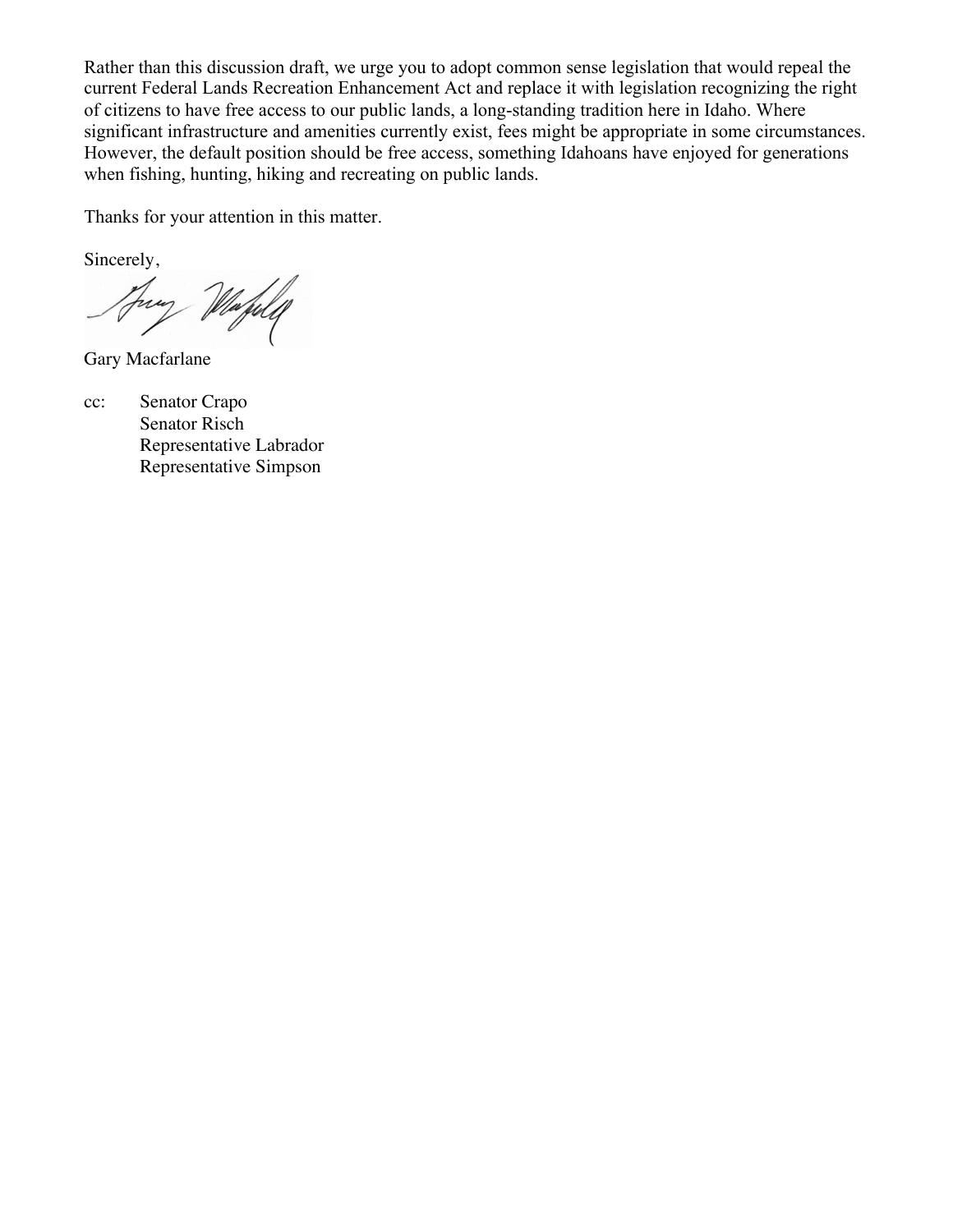Rather than this discussion draft, we urge you to adopt common sense legislation that would repeal the current Federal Lands Recreation Enhancement Act and replace it with legislation recognizing the right of citizens to have free access to our public lands, a long-standing tradition here in Idaho. Where significant infrastructure and amenities currently exist, fees might be appropriate in some circumstances. However, the default position should be free access, something Idahoans have enjoyed for generations when fishing, hunting, hiking and recreating on public lands.

Thanks for your attention in this matter.

Sincerely,

Gary Macfarlane

cc: Senator Crapo
Senator Risch
Representative Labrador
Representative Simpson